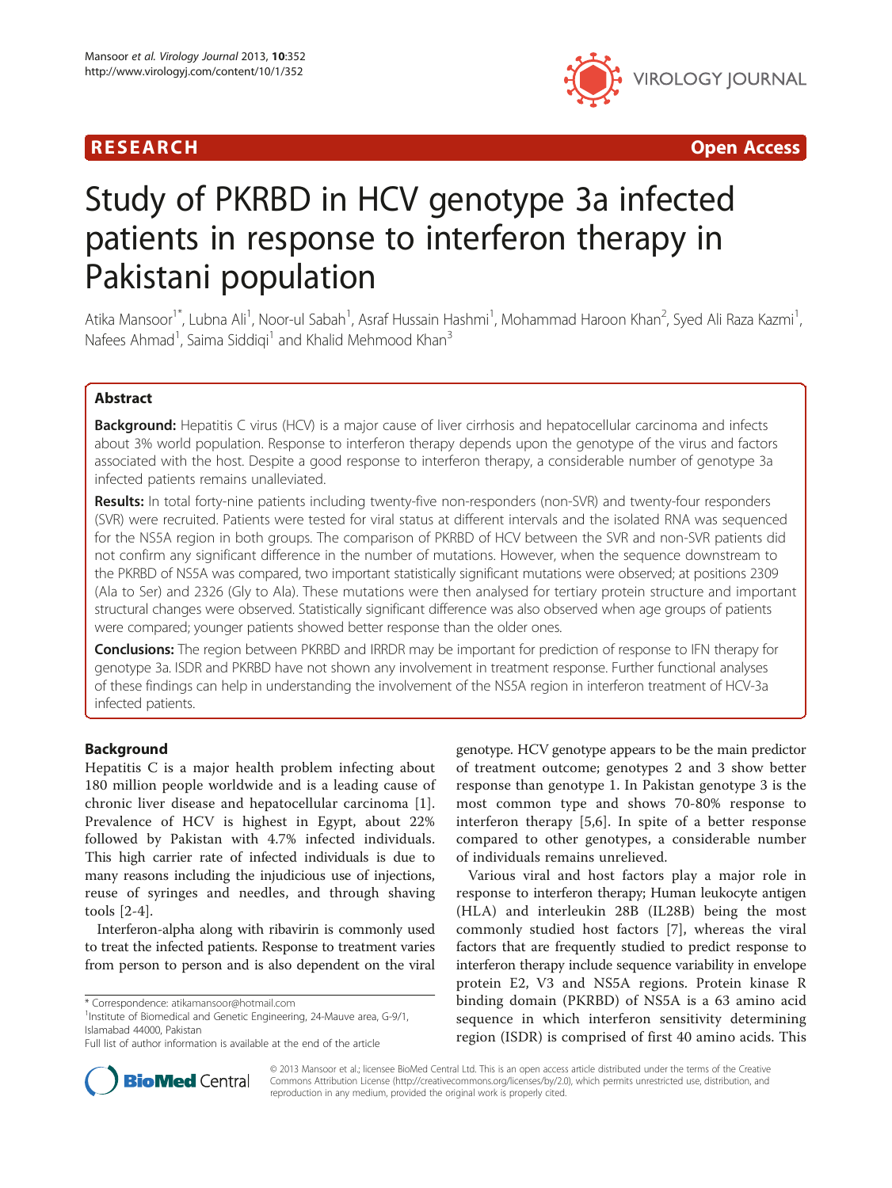**RESEARCH** **Open Access**

# Study of PKRBD in HCV genotype 3a infected patients in response to interferon therapy in Pakistani population

Atika Mansoor[1*], Lubna Ali[1], Noor-ul Sabah[1], Asraf Hussain Hashmi[1], Mohammad Haroon Khan[2], Syed Ali Raza Kazmi[1], Nafees Ahmad[1], Saima Siddiqi[1] and Khalid Mehmood Khan[3]

## Abstract

**Background:** Hepatitis C virus (HCV) is a major cause of liver cirrhosis and hepatocellular carcinoma and infects about 3% world population. Response to interferon therapy depends upon the genotype of the virus and factors associated with the host. Despite a good response to interferon therapy, a considerable number of genotype 3a infected patients remains unalleviated.

**Results:** In total forty-nine patients including twenty-five non-responders (non-SVR) and twenty-four responders (SVR) were recruited. Patients were tested for viral status at different intervals and the isolated RNA was sequenced for the NS5A region in both groups. The comparison of PKRBD of HCV between the SVR and non-SVR patients did not confirm any significant difference in the number of mutations. However, when the sequence downstream to the PKRBD of NS5A was compared, two important statistically significant mutations were observed; at positions 2309 (Ala to Ser) and 2326 (Gly to Ala). These mutations were then analysed for tertiary protein structure and important structural changes were observed. Statistically significant difference was also observed when age groups of patients were compared; younger patients showed better response than the older ones.

**Conclusions:** The region between PKRBD and IRRDR may be important for prediction of response to IFN therapy for genotype 3a. ISDR and PKRBD have not shown any involvement in treatment response. Further functional analyses of these findings can help in understanding the involvement of the NS5A region in interferon treatment of HCV-3a infected patients.

## Background

Hepatitis C is a major health problem infecting about 180 million people worldwide and is a leading cause of chronic liver disease and hepatocellular carcinoma [1]. Prevalence of HCV is highest in Egypt, about 22% followed by Pakistan with 4.7% infected individuals. This high carrier rate of infected individuals is due to many reasons including the injudicious use of injections, reuse of syringes and needles, and through shaving tools [2-4].

Interferon-alpha along with ribavirin is commonly used to treat the infected patients. Response to treatment varies from person to person and is also dependent on the viral genotype. HCV genotype appears to be the main predictor of treatment outcome; genotypes 2 and 3 show better response than genotype 1. In Pakistan genotype 3 is the most common type and shows 70-80% response to interferon therapy [5,6]. In spite of a better response compared to other genotypes, a considerable number of individuals remains unrelieved.

Various viral and host factors play a major role in response to interferon therapy; Human leukocyte antigen (HLA) and interleukin 28B (IL28B) being the most commonly studied host factors [7], whereas the viral factors that are frequently studied to predict response to interferon therapy include sequence variability in envelope protein E2, V3 and NS5A regions. Protein kinase R binding domain (PKRBD) of NS5A is a 63 amino acid sequence in which interferon sensitivity determining region (ISDR) is comprised of first 40 amino acids. This

\* Correspondence: atikamansoor@hotmail.com
[1]Institute of Biomedical and Genetic Engineering, 24-Mauve area, G-9/1, Islamabad 44000, Pakistan
Full list of author information is available at the end of the article

© 2013 Mansoor et al.; licensee BioMed Central Ltd. This is an open access article distributed under the terms of the Creative Commons Attribution License (http://creativecommons.org/licenses/by/2.0), which permits unrestricted use, distribution, and reproduction in any medium, provided the original work is properly cited.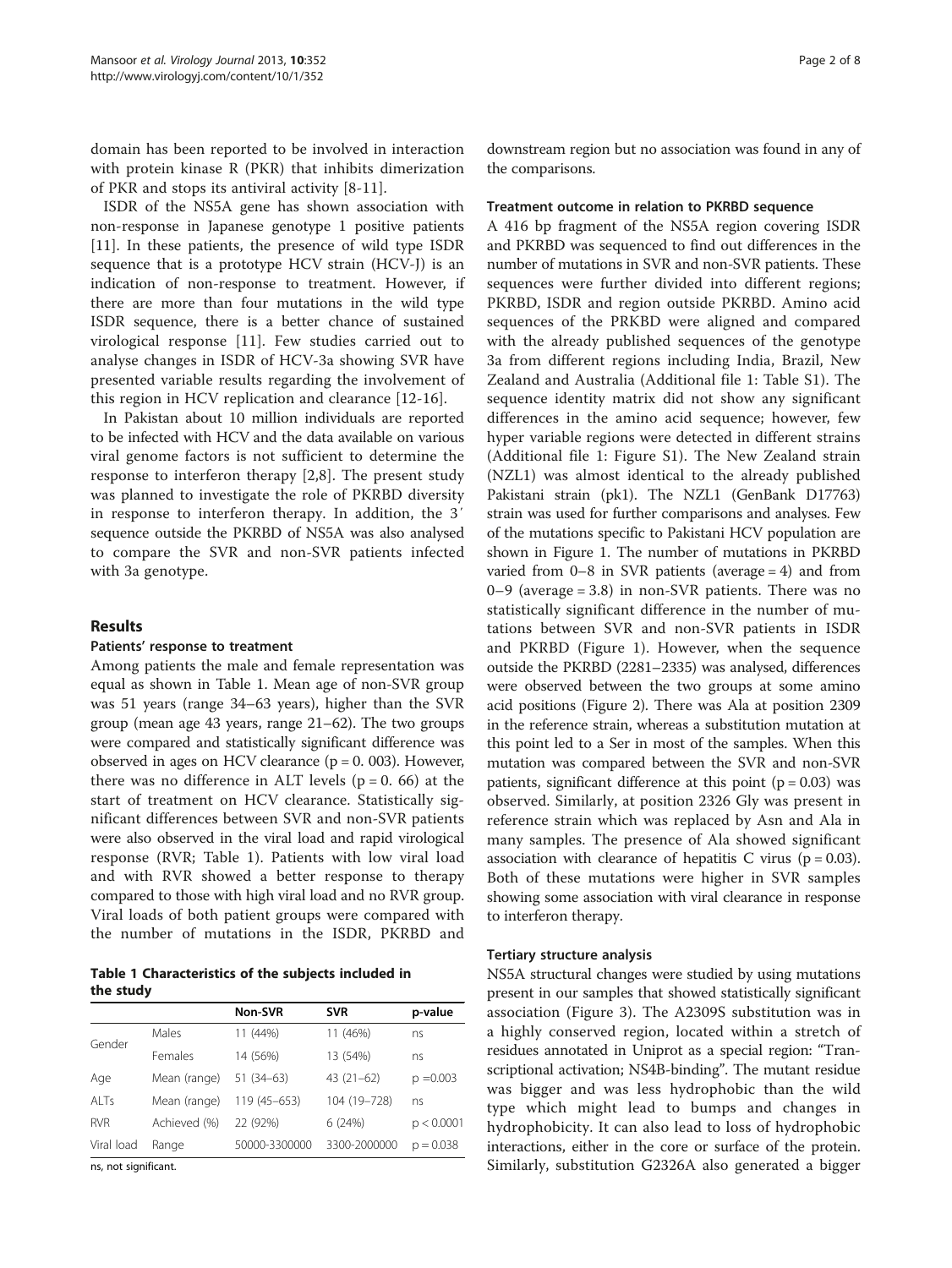domain has been reported to be involved in interaction with protein kinase R (PKR) that inhibits dimerization of PKR and stops its antiviral activity [8-11].

ISDR of the NS5A gene has shown association with non-response in Japanese genotype 1 positive patients [11]. In these patients, the presence of wild type ISDR sequence that is a prototype HCV strain (HCV-J) is an indication of non-response to treatment. However, if there are more than four mutations in the wild type ISDR sequence, there is a better chance of sustained virological response [11]. Few studies carried out to analyse changes in ISDR of HCV-3a showing SVR have presented variable results regarding the involvement of this region in HCV replication and clearance [12-16].

In Pakistan about 10 million individuals are reported to be infected with HCV and the data available on various viral genome factors is not sufficient to determine the response to interferon therapy [2,8]. The present study was planned to investigate the role of PKRBD diversity in response to interferon therapy. In addition, the 3′ sequence outside the PKRBD of NS5A was also analysed to compare the SVR and non-SVR patients infected with 3a genotype.

## Results

### Patients' response to treatment

Among patients the male and female representation was equal as shown in Table 1. Mean age of non-SVR group was 51 years (range 34–63 years), higher than the SVR group (mean age 43 years, range 21–62). The two groups were compared and statistically significant difference was observed in ages on HCV clearance ($p = 0.003$). However, there was no difference in ALT levels ($p = 0.66$) at the start of treatment on HCV clearance. Statistically significant differences between SVR and non-SVR patients were also observed in the viral load and rapid virological response (RVR; Table 1). Patients with low viral load and with RVR showed a better response to therapy compared to those with high viral load and no RVR group. Viral loads of both patient groups were compared with the number of mutations in the ISDR, PKRBD and downstream region but no association was found in any of the comparisons.

**Table 1 Characteristics of the subjects included in the study**

| | | Non-SVR | SVR | p-value |
|---|---|---|---|---|
| Gender | Males | 11 (44%) | 11 (46%) | ns |
| | Females | 14 (56%) | 13 (54%) | ns |
| Age | Mean (range) | 51 (34–63) | 43 (21–62) | p =0.003 |
| ALTs | Mean (range) | 119 (45–653) | 104 (19–728) | ns |
| RVR | Achieved (%) | 22 (92%) | 6 (24%) | p < 0.0001 |
| Viral load | Range | 50000-3300000 | 3300-2000000 | p = 0.038 |

ns, not significant.

### Treatment outcome in relation to PKRBD sequence

A 416 bp fragment of the NS5A region covering ISDR and PKRBD was sequenced to find out differences in the number of mutations in SVR and non-SVR patients. These sequences were further divided into different regions; PKRBD, ISDR and region outside PKRBD. Amino acid sequences of the PRKBD were aligned and compared with the already published sequences of the genotype 3a from different regions including India, Brazil, New Zealand and Australia (Additional file 1: Table S1). The sequence identity matrix did not show any significant differences in the amino acid sequence; however, few hyper variable regions were detected in different strains (Additional file 1: Figure S1). The New Zealand strain (NZL1) was almost identical to the already published Pakistani strain (pk1). The NZL1 (GenBank D17763) strain was used for further comparisons and analyses. Few of the mutations specific to Pakistani HCV population are shown in Figure 1. The number of mutations in PKRBD varied from 0–8 in SVR patients (average = 4) and from 0–9 (average = 3.8) in non-SVR patients. There was no statistically significant difference in the number of mutations between SVR and non-SVR patients in ISDR and PKRBD (Figure 1). However, when the sequence outside the PKRBD (2281–2335) was analysed, differences were observed between the two groups at some amino acid positions (Figure 2). There was Ala at position 2309 in the reference strain, whereas a substitution mutation at this point led to a Ser in most of the samples. When this mutation was compared between the SVR and non-SVR patients, significant difference at this point ($p = 0.03$) was observed. Similarly, at position 2326 Gly was present in reference strain which was replaced by Asn and Ala in many samples. The presence of Ala showed significant association with clearance of hepatitis C virus ($p = 0.03$). Both of these mutations were higher in SVR samples showing some association with viral clearance in response to interferon therapy.

### Tertiary structure analysis

NS5A structural changes were studied by using mutations present in our samples that showed statistically significant association (Figure 3). The A2309S substitution was in a highly conserved region, located within a stretch of residues annotated in Uniprot as a special region: "Transcriptional activation; NS4B-binding". The mutant residue was bigger and was less hydrophobic than the wild type which might lead to bumps and changes in hydrophobicity. It can also lead to loss of hydrophobic interactions, either in the core or surface of the protein. Similarly, substitution G2326A also generated a bigger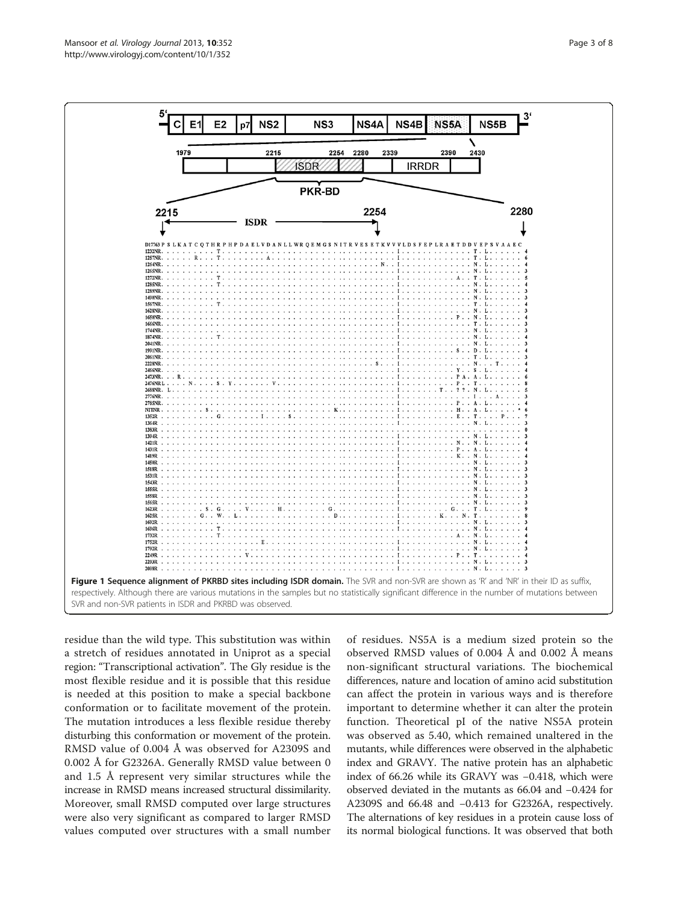**Figure 1 Sequence alignment of PKRBD sites including ISDR domain.** The SVR and non-SVR are shown as 'R' and 'NR' in their ID as suffix, respectively. Although there are various mutations in the samples but no statistically significant difference in the number of mutations between SVR and non-SVR patients in ISDR and PKRBD was observed.

residue than the wild type. This substitution was within a stretch of residues annotated in Uniprot as a special region: "Transcriptional activation". The Gly residue is the most flexible residue and it is possible that this residue is needed at this position to make a special backbone conformation or to facilitate movement of the protein. The mutation introduces a less flexible residue thereby disturbing this conformation or movement of the protein. RMSD value of 0.004 Å was observed for A2309S and 0.002 Å for G2326A. Generally RMSD value between 0 and 1.5 Å represent very similar structures while the increase in RMSD means increased structural dissimilarity. Moreover, small RMSD computed over large structures were also very significant as compared to larger RMSD values computed over structures with a small number of residues. NS5A is a medium sized protein so the observed RMSD values of 0.004 Å and 0.002 Å means non-significant structural variations. The biochemical differences, nature and location of amino acid substitution can affect the protein in various ways and is therefore important to determine whether it can alter the protein function. Theoretical pI of the native NS5A protein was observed as 5.40, which remained unaltered in the mutants, while differences were observed in the alphabetic index and GRAVY. The native protein has an alphabetic index of 66.26 while its GRAVY was −0.418, which were observed deviated in the mutants as 66.04 and −0.424 for A2309S and 66.48 and −0.413 for G2326A, respectively. The alternations of key residues in a protein cause loss of its normal biological functions. It was observed that both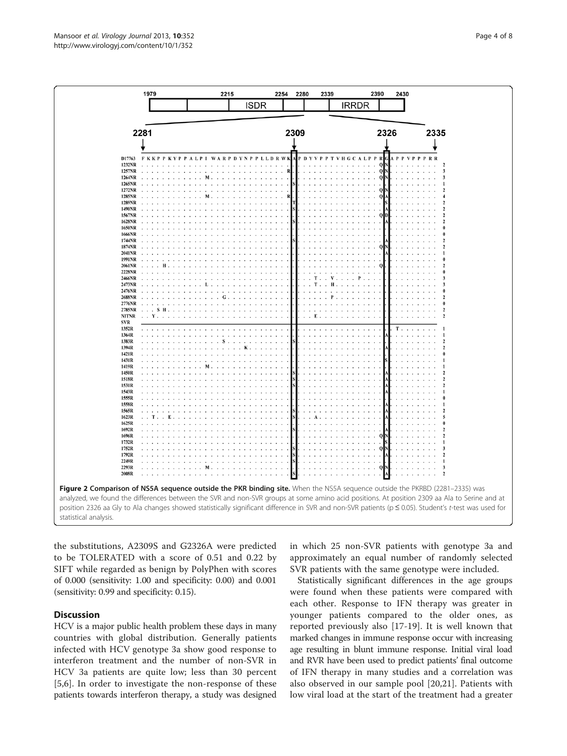**Figure 2 Comparison of NS5A sequence outside the PKR binding site.** When the NS5A sequence outside the PKRBD (2281–2335) was analyzed, we found the differences between the SVR and non-SVR groups at some amino acid positions. At position 2309 aa Ala to Serine and at position 2326 aa Gly to Ala changes showed statistically significant difference in SVR and non-SVR patients (p ≤ 0.05). Student's *t*-test was used for statistical analysis.

the substitutions, A2309S and G2326A were predicted to be TOLERATED with a score of 0.51 and 0.22 by SIFT while regarded as benign by PolyPhen with scores of 0.000 (sensitivity: 1.00 and specificity: 0.00) and 0.001 (sensitivity: 0.99 and specificity: 0.15).

## Discussion

HCV is a major public health problem these days in many countries with global distribution. Generally patients infected with HCV genotype 3a show good response to interferon treatment and the number of non-SVR in HCV 3a patients are quite low; less than 30 percent [5,6]. In order to investigate the non-response of these patients towards interferon therapy, a study was designed in which 25 non-SVR patients with genotype 3a and approximately an equal number of randomly selected SVR patients with the same genotype were included.

Statistically significant differences in the age groups were found when these patients were compared with each other. Response to IFN therapy was greater in younger patients compared to the older ones, as reported previously also [17-19]. It is well known that marked changes in immune response occur with increasing age resulting in blunt immune response. Initial viral load and RVR have been used to predict patients' final outcome of IFN therapy in many studies and a correlation was also observed in our sample pool [20,21]. Patients with low viral load at the start of the treatment had a greater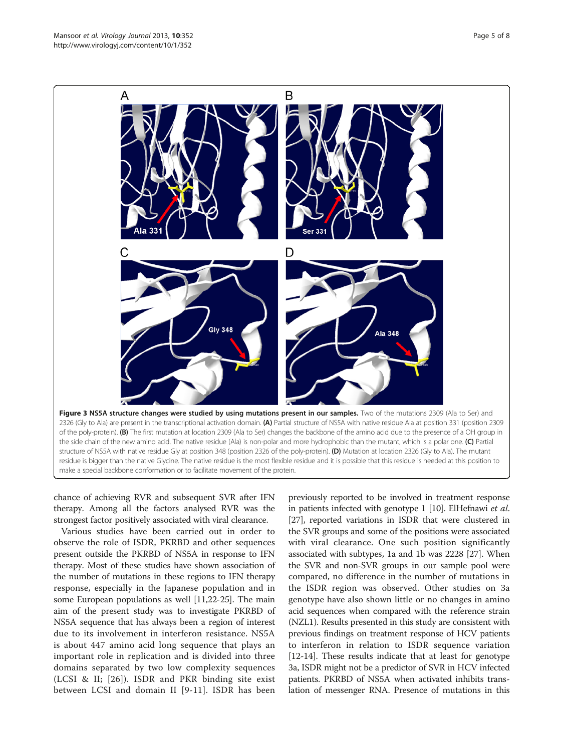**Figure 3 NS5A structure changes were studied by using mutations present in our samples.** Two of the mutations 2309 (Ala to Ser) and 2326 (Gly to Ala) are present in the transcriptional activation domain. **(A)** Partial structure of NS5A with native residue Ala at position 331 (position 2309 of the poly-protein). **(B)** The first mutation at location 2309 (Ala to Ser) changes the backbone of the amino acid due to the presence of a OH group in the side chain of the new amino acid. The native residue (Ala) is non-polar and more hydrophobic than the mutant, which is a polar one. **(C)** Partial structure of NS5A with native residue Gly at position 348 (position 2326 of the poly-protein). **(D)** Mutation at location 2326 (Gly to Ala). The mutant residue is bigger than the native Glycine. The native residue is the most flexible residue and it is possible that this residue is needed at this position to make a special backbone conformation or to facilitate movement of the protein.

chance of achieving RVR and subsequent SVR after IFN therapy. Among all the factors analysed RVR was the strongest factor positively associated with viral clearance.

Various studies have been carried out in order to observe the role of ISDR, PKRBD and other sequences present outside the PKRBD of NS5A in response to IFN therapy. Most of these studies have shown association of the number of mutations in these regions to IFN therapy response, especially in the Japanese population and in some European populations as well [11,22-25]. The main aim of the present study was to investigate PKRBD of NS5A sequence that has always been a region of interest due to its involvement in interferon resistance. NS5A is about 447 amino acid long sequence that plays an important role in replication and is divided into three domains separated by two low complexity sequences (LCSI & II; [26]). ISDR and PKR binding site exist between LCSI and domain II [9-11]. ISDR has been previously reported to be involved in treatment response in patients infected with genotype 1 [10]. ElHefnawi *et al.* [27], reported variations in ISDR that were clustered in the SVR groups and some of the positions were associated with viral clearance. One such position significantly associated with subtypes, 1a and 1b was 2228 [27]. When the SVR and non-SVR groups in our sample pool were compared, no difference in the number of mutations in the ISDR region was observed. Other studies on 3a genotype have also shown little or no changes in amino acid sequences when compared with the reference strain (NZL1). Results presented in this study are consistent with previous findings on treatment response of HCV patients to interferon in relation to ISDR sequence variation [12-14]. These results indicate that at least for genotype 3a, ISDR might not be a predictor of SVR in HCV infected patients. PKRBD of NS5A when activated inhibits translation of messenger RNA. Presence of mutations in this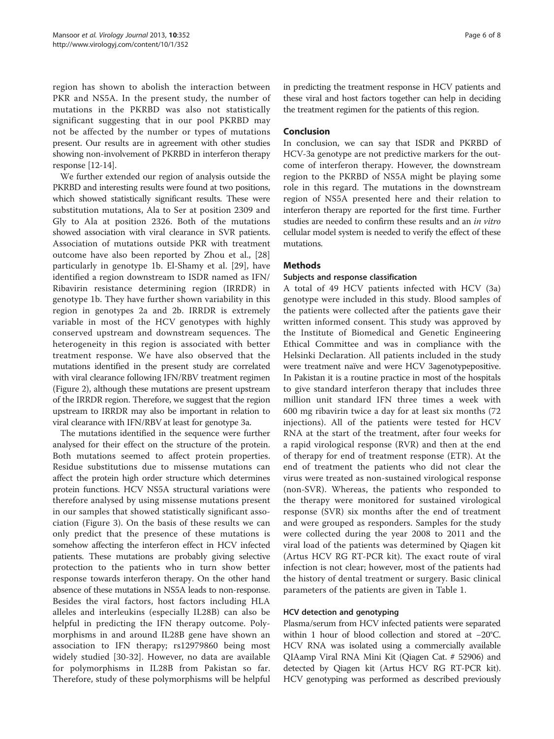region has shown to abolish the interaction between PKR and NS5A. In the present study, the number of mutations in the PKRBD was also not statistically significant suggesting that in our pool PKRBD may not be affected by the number or types of mutations present. Our results are in agreement with other studies showing non-involvement of PKRBD in interferon therapy response [12-14].

We further extended our region of analysis outside the PKRBD and interesting results were found at two positions, which showed statistically significant results. These were substitution mutations, Ala to Ser at position 2309 and Gly to Ala at position 2326. Both of the mutations showed association with viral clearance in SVR patients. Association of mutations outside PKR with treatment outcome have also been reported by Zhou et al., [28] particularly in genotype 1b. El-Shamy et al. [29], have identified a region downstream to ISDR named as IFN/Ribavirin resistance determining region (IRRDR) in genotype 1b. They have further shown variability in this region in genotypes 2a and 2b. IRRDR is extremely variable in most of the HCV genotypes with highly conserved upstream and downstream sequences. The heterogeneity in this region is associated with better treatment response. We have also observed that the mutations identified in the present study are correlated with viral clearance following IFN/RBV treatment regimen (Figure 2), although these mutations are present upstream of the IRRDR region. Therefore, we suggest that the region upstream to IRRDR may also be important in relation to viral clearance with IFN/RBV at least for genotype 3a.

The mutations identified in the sequence were further analysed for their effect on the structure of the protein. Both mutations seemed to affect protein properties. Residue substitutions due to missense mutations can affect the protein high order structure which determines protein functions. HCV NS5A structural variations were therefore analysed by using missense mutations present in our samples that showed statistically significant association (Figure 3). On the basis of these results we can only predict that the presence of these mutations is somehow affecting the interferon effect in HCV infected patients. These mutations are probably giving selective protection to the patients who in turn show better response towards interferon therapy. On the other hand absence of these mutations in NS5A leads to non-response. Besides the viral factors, host factors including HLA alleles and interleukins (especially IL28B) can also be helpful in predicting the IFN therapy outcome. Polymorphisms in and around IL28B gene have shown an association to IFN therapy; rs12979860 being most widely studied [30-32]. However, no data are available for polymorphisms in IL28B from Pakistan so far. Therefore, study of these polymorphisms will be helpful in predicting the treatment response in HCV patients and these viral and host factors together can help in deciding the treatment regimen for the patients of this region.

## Conclusion

In conclusion, we can say that ISDR and PKRBD of HCV-3a genotype are not predictive markers for the outcome of interferon therapy. However, the downstream region to the PKRBD of NS5A might be playing some role in this regard. The mutations in the downstream region of NS5A presented here and their relation to interferon therapy are reported for the first time. Further studies are needed to confirm these results and an *in vitro* cellular model system is needed to verify the effect of these mutations.

## Methods

### Subjects and response classification

A total of 49 HCV patients infected with HCV (3a) genotype were included in this study. Blood samples of the patients were collected after the patients gave their written informed consent. This study was approved by the Institute of Biomedical and Genetic Engineering Ethical Committee and was in compliance with the Helsinki Declaration. All patients included in the study were treatment naïve and were HCV 3agenotypepositive. In Pakistan it is a routine practice in most of the hospitals to give standard interferon therapy that includes three million unit standard IFN three times a week with 600 mg ribavirin twice a day for at least six months (72 injections). All of the patients were tested for HCV RNA at the start of the treatment, after four weeks for a rapid virological response (RVR) and then at the end of therapy for end of treatment response (ETR). At the end of treatment the patients who did not clear the virus were treated as non-sustained virological response (non-SVR). Whereas, the patients who responded to the therapy were monitored for sustained virological response (SVR) six months after the end of treatment and were grouped as responders. Samples for the study were collected during the year 2008 to 2011 and the viral load of the patients was determined by Qiagen kit (Artus HCV RG RT-PCR kit). The exact route of viral infection is not clear; however, most of the patients had the history of dental treatment or surgery. Basic clinical parameters of the patients are given in Table 1.

### HCV detection and genotyping

Plasma/serum from HCV infected patients were separated within 1 hour of blood collection and stored at −20°C. HCV RNA was isolated using a commercially available QIAamp Viral RNA Mini Kit (Qiagen Cat. # 52906) and detected by Qiagen kit (Artus HCV RG RT-PCR kit). HCV genotyping was performed as described previously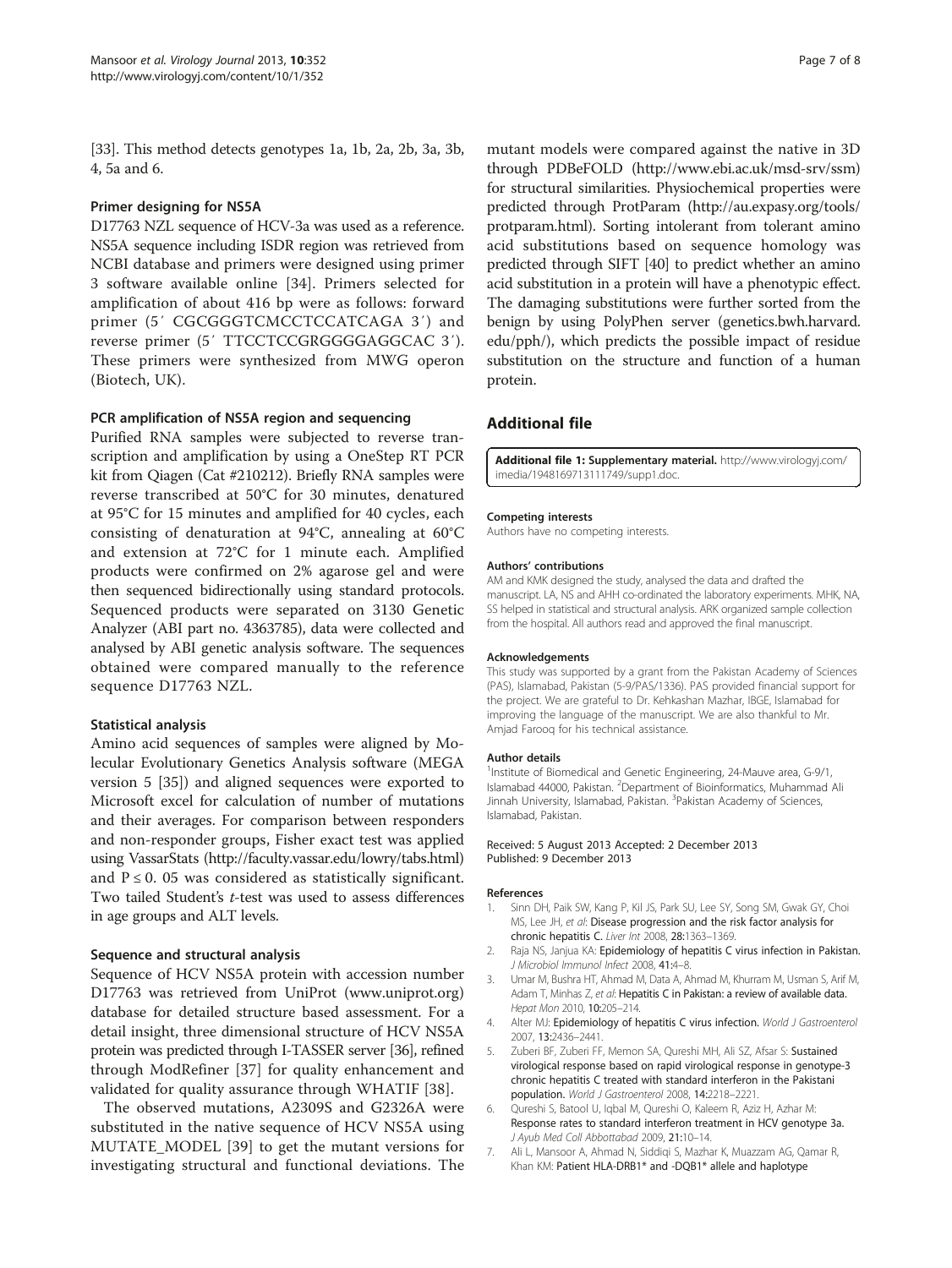[33]. This method detects genotypes 1a, 1b, 2a, 2b, 3a, 3b, 4, 5a and 6.

### Primer designing for NS5A

D17763 NZL sequence of HCV-3a was used as a reference. NS5A sequence including ISDR region was retrieved from NCBI database and primers were designed using primer 3 software available online [34]. Primers selected for amplification of about 416 bp were as follows: forward primer (5′ CGCGGGTCMCCTCCATCAGA 3′) and reverse primer (5′ TTCCTCCGRGGGGAGGCAC 3′). These primers were synthesized from MWG operon (Biotech, UK).

### PCR amplification of NS5A region and sequencing

Purified RNA samples were subjected to reverse transcription and amplification by using a OneStep RT PCR kit from Qiagen (Cat #210212). Briefly RNA samples were reverse transcribed at 50°C for 30 minutes, denatured at 95°C for 15 minutes and amplified for 40 cycles, each consisting of denaturation at 94°C, annealing at 60°C and extension at 72°C for 1 minute each. Amplified products were confirmed on 2% agarose gel and were then sequenced bidirectionally using standard protocols. Sequenced products were separated on 3130 Genetic Analyzer (ABI part no. 4363785), data were collected and analysed by ABI genetic analysis software. The sequences obtained were compared manually to the reference sequence D17763 NZL.

### Statistical analysis

Amino acid sequences of samples were aligned by Molecular Evolutionary Genetics Analysis software (MEGA version 5 [35]) and aligned sequences were exported to Microsoft excel for calculation of number of mutations and their averages. For comparison between responders and non-responder groups, Fisher exact test was applied using VassarStats (http://faculty.vassar.edu/lowry/tabs.html) and $P \leq 0.05$ was considered as statistically significant. Two tailed Student's *t*-test was used to assess differences in age groups and ALT levels.

### Sequence and structural analysis

Sequence of HCV NS5A protein with accession number D17763 was retrieved from UniProt (www.uniprot.org) database for detailed structure based assessment. For a detail insight, three dimensional structure of HCV NS5A protein was predicted through I-TASSER server [36], refined through ModRefiner [37] for quality enhancement and validated for quality assurance through WHATIF [38].

The observed mutations, A2309S and G2326A were substituted in the native sequence of HCV NS5A using MUTATE_MODEL [39] to get the mutant versions for investigating structural and functional deviations. The mutant models were compared against the native in 3D through PDBeFOLD (http://www.ebi.ac.uk/msd-srv/ssm) for structural similarities. Physiochemical properties were predicted through ProtParam (http://au.expasy.org/tools/protparam.html). Sorting intolerant from tolerant amino acid substitutions based on sequence homology was predicted through SIFT [40] to predict whether an amino acid substitution in a protein will have a phenotypic effect. The damaging substitutions were further sorted from the benign by using PolyPhen server (genetics.bwh.harvard.edu/pph/), which predicts the possible impact of residue substitution on the structure and function of a human protein.

## Additional file

**Additional file 1: Supplementary material.** http://www.virologyj.com/imedia/1948169713111749/supp1.doc.

#### Competing interests

Authors have no competing interests.

#### Authors' contributions

AM and KMK designed the study, analysed the data and drafted the manuscript. LA, NS and AHH co-ordinated the laboratory experiments. MHK, NA, SS helped in statistical and structural analysis. ARK organized sample collection from the hospital. All authors read and approved the final manuscript.

#### Acknowledgements

This study was supported by a grant from the Pakistan Academy of Sciences (PAS), Islamabad, Pakistan (5-9/PAS/1336). PAS provided financial support for the project. We are grateful to Dr. Kehkashan Mazhar, IBGE, Islamabad for improving the language of the manuscript. We are also thankful to Mr. Amjad Farooq for his technical assistance.

#### Author details

[1]Institute of Biomedical and Genetic Engineering, 24-Mauve area, G-9/1, Islamabad 44000, Pakistan. [2]Department of Bioinformatics, Muhammad Ali Jinnah University, Islamabad, Pakistan. [3]Pakistan Academy of Sciences, Islamabad, Pakistan.

Received: 5 August 2013 Accepted: 2 December 2013
Published: 9 December 2013

#### References

1. Sinn DH, Paik SW, Kang P, Kil JS, Park SU, Lee SY, Song SM, Gwak GY, Choi MS, Lee JH, *et al*: **Disease progression and the risk factor analysis for chronic hepatitis C.** *Liver Int* 2008, **28:**1363–1369.
2. Raja NS, Janjua KA: **Epidemiology of hepatitis C virus infection in Pakistan.** *J Microbiol Immunol Infect* 2008, **41:**4–8.
3. Umar M, Bushra HT, Ahmad M, Data A, Ahmad M, Khurram M, Usman S, Arif M, Adam T, Minhas Z, *et al*: **Hepatitis C in Pakistan: a review of available data.** *Hepat Mon* 2010, **10:**205–214.
4. Alter MJ: **Epidemiology of hepatitis C virus infection.** *World J Gastroenterol* 2007, **13:**2436–2441.
5. Zuberi BF, Zuberi FF, Memon SA, Qureshi MH, Ali SZ, Afsar S: **Sustained virological response based on rapid virological response in genotype-3 chronic hepatitis C treated with standard interferon in the Pakistani population.** *World J Gastroenterol* 2008, **14:**2218–2221.
6. Qureshi S, Batool U, Iqbal M, Qureshi O, Kaleem R, Aziz H, Azhar M: **Response rates to standard interferon treatment in HCV genotype 3a.** *J Ayub Med Coll Abbottabad* 2009, **21:**10–14.
7. Ali L, Mansoor A, Ahmad N, Siddiqi S, Mazhar K, Muazzam AG, Qamar R, Khan KM: **Patient HLA-DRB1\* and -DQB1\* allele and haplotype**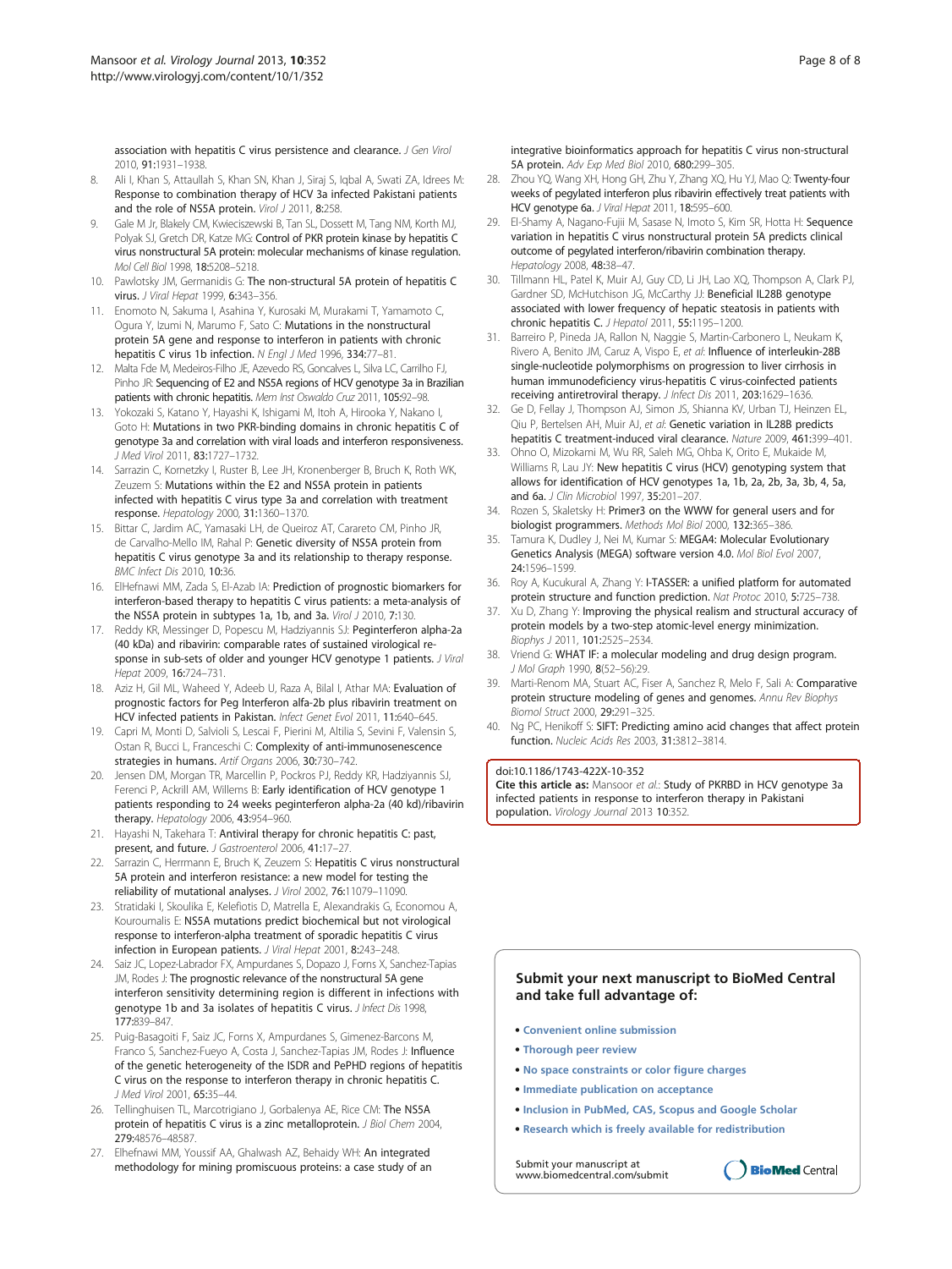association with hepatitis C virus persistence and clearance. *J Gen Virol* 2010, **91**:1931–1938.

8. Ali I, Khan S, Attaullah S, Khan SN, Khan J, Siraj S, Iqbal A, Swati ZA, Idrees M: **Response to combination therapy of HCV 3a infected Pakistani patients and the role of NS5A protein.** *Virol J* 2011, **8**:258.
9. Gale M Jr, Blakely CM, Kwieciszewski B, Tan SL, Dossett M, Tang NM, Korth MJ, Polyak SJ, Gretch DR, Katze MG: **Control of PKR protein kinase by hepatitis C virus nonstructural 5A protein: molecular mechanisms of kinase regulation.** *Mol Cell Biol* 1998, **18**:5208–5218.
10. Pawlotsky JM, Germanidis G: **The non-structural 5A protein of hepatitis C virus.** *J Viral Hepat* 1999, **6**:343–356.
11. Enomoto N, Sakuma I, Asahina Y, Kurosaki M, Murakami T, Yamamoto C, Ogura Y, Izumi N, Marumo F, Sato C: **Mutations in the nonstructural protein 5A gene and response to interferon in patients with chronic hepatitis C virus 1b infection.** *N Engl J Med* 1996, **334**:77–81.
12. Malta Fde M, Medeiros-Filho JE, Azevedo RS, Goncalves L, Silva LC, Carrilho FJ, Pinho JR: **Sequencing of E2 and NS5A regions of HCV genotype 3a in Brazilian patients with chronic hepatitis.** *Mem Inst Oswaldo Cruz* 2011, **105**:92–98.
13. Yokozaki S, Katano Y, Hayashi K, Ishigami M, Itoh A, Hirooka Y, Nakano I, Goto H: **Mutations in two PKR-binding domains in chronic hepatitis C of genotype 3a and correlation with viral loads and interferon responsiveness.** *J Med Virol* 2011, **83**:1727–1732.
14. Sarrazin C, Kornetzky I, Ruster B, Lee JH, Kronenberger B, Bruch K, Roth WK, Zeuzem S: **Mutations within the E2 and NS5A protein in patients infected with hepatitis C virus type 3a and correlation with treatment response.** *Hepatology* 2000, **31**:1360–1370.
15. Bittar C, Jardim AC, Yamasaki LH, de Queiroz AT, Carareto CM, Pinho JR, de Carvalho-Mello IM, Rahal P: **Genetic diversity of NS5A protein from hepatitis C virus genotype 3a and its relationship to therapy response.** *BMC Infect Dis* 2010, **10**:36.
16. ElHefnawi MM, Zada S, El-Azab IA: **Prediction of prognostic biomarkers for interferon-based therapy to hepatitis C virus patients: a meta-analysis of the NS5A protein in subtypes 1a, 1b, and 3a.** *Virol J* 2010, **7**:130.
17. Reddy KR, Messinger D, Popescu M, Hadziyannis SJ: **Peginterferon alpha-2a (40 kDa) and ribavirin: comparable rates of sustained virological response in sub-sets of older and younger HCV genotype 1 patients.** *J Viral Hepat* 2009, **16**:724–731.
18. Aziz H, Gil ML, Waheed Y, Adeeb U, Raza A, Bilal I, Athar MA: **Evaluation of prognostic factors for Peg Interferon alfa-2b plus ribavirin treatment on HCV infected patients in Pakistan.** *Infect Genet Evol* 2011, **11**:640–645.
19. Capri M, Monti D, Salvioli S, Lescai F, Pierini M, Altilia S, Sevini F, Valensin S, Ostan R, Bucci L, Franceschi C: **Complexity of anti-immunosenescence strategies in humans.** *Artif Organs* 2006, **30**:730–742.
20. Jensen DM, Morgan TR, Marcellin P, Pockros PJ, Reddy KR, Hadziyannis SJ, Ferenci P, Ackrill AM, Willems B: **Early identification of HCV genotype 1 patients responding to 24 weeks peginterferon alpha-2a (40 kd)/ribavirin therapy.** *Hepatology* 2006, **43**:954–960.
21. Hayashi N, Takehara T: **Antiviral therapy for chronic hepatitis C: past, present, and future.** *J Gastroenterol* 2006, **41**:17–27.
22. Sarrazin C, Herrmann E, Bruch K, Zeuzem S: **Hepatitis C virus nonstructural 5A protein and interferon resistance: a new model for testing the reliability of mutational analyses.** *J Virol* 2002, **76**:11079–11090.
23. Stratidaki I, Skoulika E, Kelefiotis D, Matrella E, Alexandrakis G, Economou A, Kouroumalis E: **NS5A mutations predict biochemical but not virological response to interferon-alpha treatment of sporadic hepatitis C virus infection in European patients.** *J Viral Hepat* 2001, **8**:243–248.
24. Saiz JC, Lopez-Labrador FX, Ampurdanes S, Dopazo J, Forns X, Sanchez-Tapias JM, Rodes J: **The prognostic relevance of the nonstructural 5A gene interferon sensitivity determining region is different in infections with genotype 1b and 3a isolates of hepatitis C virus.** *J Infect Dis* 1998, **177**:839–847.
25. Puig-Basagoiti F, Saiz JC, Forns X, Ampurdanes S, Gimenez-Barcons M, Franco S, Sanchez-Fueyo A, Costa J, Sanchez-Tapias JM, Rodes J: **Influence of the genetic heterogeneity of the ISDR and PePHD regions of hepatitis C virus on the response to interferon therapy in chronic hepatitis C.** *J Med Virol* 2001, **65**:35–44.
26. Tellinghuisen TL, Marcotrigiano J, Gorbalenya AE, Rice CM: **The NS5A protein of hepatitis C virus is a zinc metalloprotein.** *J Biol Chem* 2004, **279**:48576–48587.
27. Elhefnawi MM, Youssif AA, Ghalwash AZ, Behaidy WH: **An integrated methodology for mining promiscuous proteins: a case study of an integrative bioinformatics approach for hepatitis C virus non-structural 5A protein.** *Adv Exp Med Biol* 2010, **680**:299–305.
28. Zhou YQ, Wang XH, Hong GH, Zhu Y, Zhang XQ, Hu YJ, Mao Q: **Twenty-four weeks of pegylated interferon plus ribavirin effectively treat patients with HCV genotype 6a.** *J Viral Hepat* 2011, **18**:595–600.
29. El-Shamy A, Nagano-Fujii M, Sasase N, Imoto S, Kim SR, Hotta H: **Sequence variation in hepatitis C virus nonstructural protein 5A predicts clinical outcome of pegylated interferon/ribavirin combination therapy.** *Hepatology* 2008, **48**:38–47.
30. Tillmann HL, Patel K, Muir AJ, Guy CD, Li JH, Lao XQ, Thompson A, Clark PJ, Gardner SD, McHutchison JG, McCarthy JJ: **Beneficial IL28B genotype associated with lower frequency of hepatic steatosis in patients with chronic hepatitis C.** *J Hepatol* 2011, **55**:1195–1200.
31. Barreiro P, Pineda JA, Rallon N, Naggie S, Martin-Carbonero L, Neukam K, Rivero A, Benito JM, Caruz A, Vispo E, *et al*: **Influence of interleukin-28B single-nucleotide polymorphisms on progression to liver cirrhosis in human immunodeficiency virus-hepatitis C virus-coinfected patients receiving antiretroviral therapy.** *J Infect Dis* 2011, **203**:1629–1636.
32. Ge D, Fellay J, Thompson AJ, Simon JS, Shianna KV, Urban TJ, Heinzen EL, Qiu P, Bertelsen AH, Muir AJ, *et al*: **Genetic variation in IL28B predicts hepatitis C treatment-induced viral clearance.** *Nature* 2009, **461**:399–401.
33. Ohno O, Mizokami M, Wu RR, Saleh MG, Ohba K, Orito E, Mukaide M, Williams R, Lau JY: **New hepatitis C virus (HCV) genotyping system that allows for identification of HCV genotypes 1a, 1b, 2a, 2b, 3a, 3b, 4, 5a, and 6a.** *J Clin Microbiol* 1997, **35**:201–207.
34. Rozen S, Skaletsky H: **Primer3 on the WWW for general users and for biologist programmers.** *Methods Mol Biol* 2000, **132**:365–386.
35. Tamura K, Dudley J, Nei M, Kumar S: **MEGA4: Molecular Evolutionary Genetics Analysis (MEGA) software version 4.0.** *Mol Biol Evol* 2007, **24**:1596–1599.
36. Roy A, Kucukural A, Zhang Y: **I-TASSER: a unified platform for automated protein structure and function prediction.** *Nat Protoc* 2010, **5**:725–738.
37. Xu D, Zhang Y: **Improving the physical realism and structural accuracy of protein models by a two-step atomic-level energy minimization.** *Biophys J* 2011, **101**:2525–2534.
38. Vriend G: **WHAT IF: a molecular modeling and drug design program.** *J Mol Graph* 1990, **8**(52–56):29.
39. Marti-Renom MA, Stuart AC, Fiser A, Sanchez R, Melo F, Sali A: **Comparative protein structure modeling of genes and genomes.** *Annu Rev Biophys Biomol Struct* 2000, **29**:291–325.
40. Ng PC, Henikoff S: **SIFT: Predicting amino acid changes that affect protein function.** *Nucleic Acids Res* 2003, **31**:3812–3814.

doi:10.1186/1743-422X-10-352
**Cite this article as:** Mansoor *et al.*: Study of PKRBD in HCV genotype 3a infected patients in response to interferon therapy in Pakistani population. *Virology Journal* 2013 **10**:352.

**Submit your next manuscript to BioMed Central and take full advantage of:**

- **Convenient online submission**
- **Thorough peer review**
- **No space constraints or color figure charges**
- **Immediate publication on acceptance**
- **Inclusion in PubMed, CAS, Scopus and Google Scholar**
- **Research which is freely available for redistribution**

Submit your manuscript at www.biomedcentral.com/submit

BioMed Central